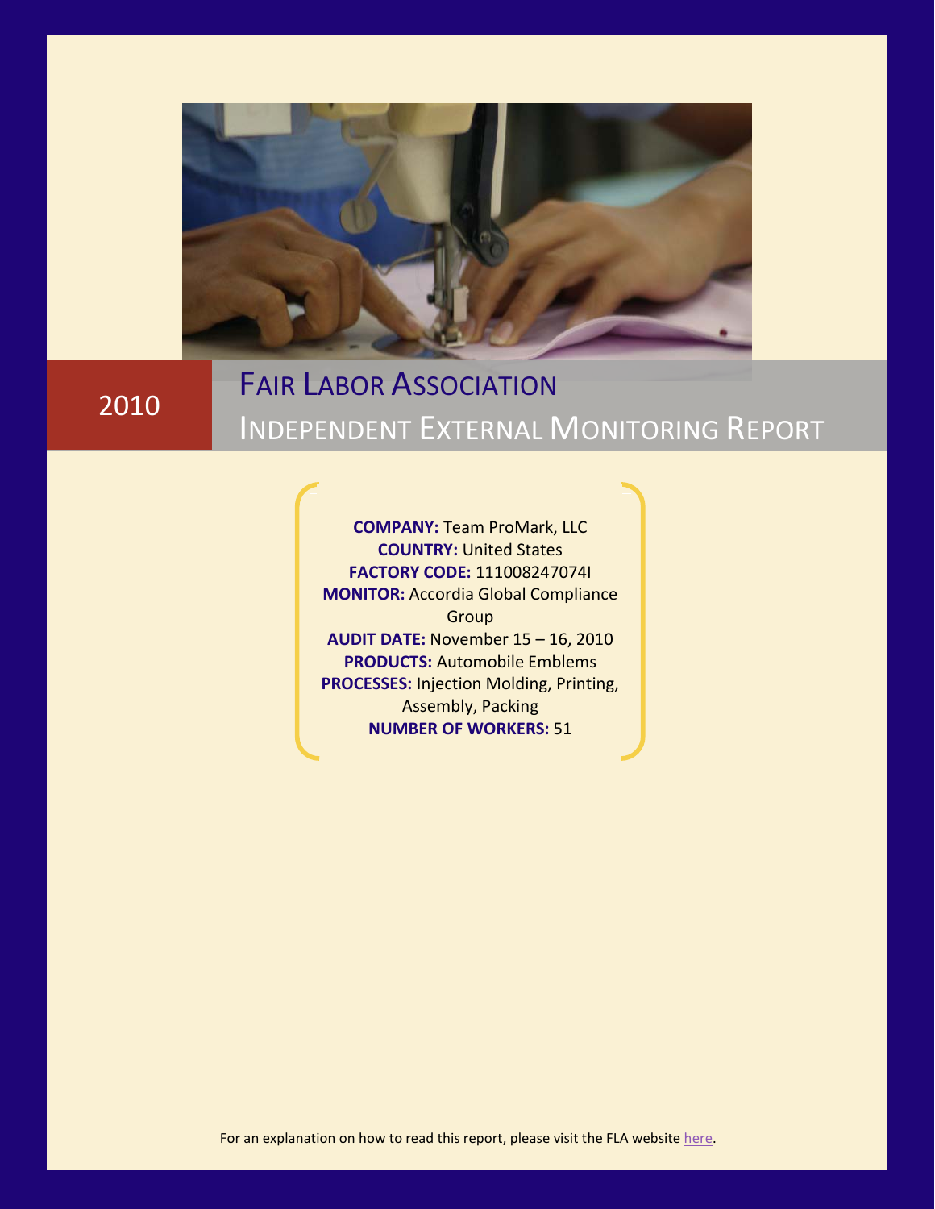2010

# Fair Labor Association

## Independent External Monitoring Report

**COMPANY:** Team ProMark, LLC
**COUNTRY:** United States
**FACTORY CODE:** 111008247074I
**MONITOR:** Accordia Global Compliance Group
**AUDIT DATE:** November 15 – 16, 2010
**PRODUCTS:** Automobile Emblems
**PROCESSES:** Injection Molding, Printing, Assembly, Packing
**NUMBER OF WORKERS:** 51

For an explanation on how to read this report, please visit the FLA website here.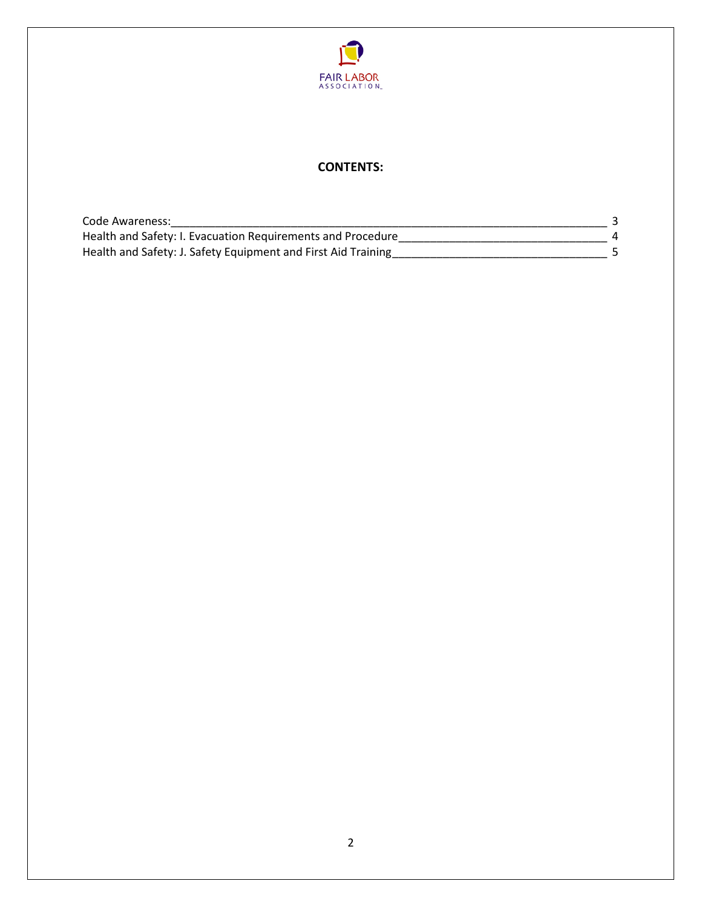FAIR LABOR ASSOCIATION

**CONTENTS:**

| | |
|---|---|
| Code Awareness: | 3 |
| Health and Safety: I. Evacuation Requirements and Procedure | 4 |
| Health and Safety: J. Safety Equipment and First Aid Training | 5 |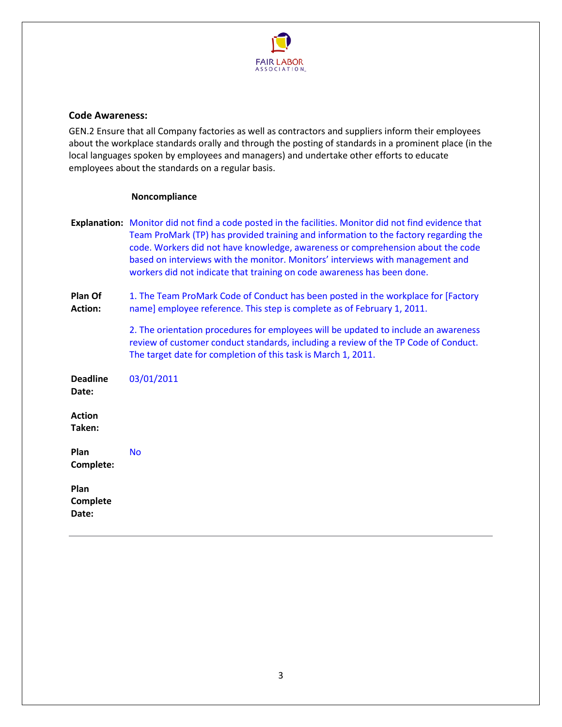## Code Awareness:

GEN.2 Ensure that all Company factories as well as contractors and suppliers inform their employees about the workplace standards orally and through the posting of standards in a prominent place (in the local languages spoken by employees and managers) and undertake other efforts to educate employees about the standards on a regular basis.

**Noncompliance**

**Explanation:** Monitor did not find a code posted in the facilities. Monitor did not find evidence that Team ProMark (TP) has provided training and information to the factory regarding the code. Workers did not have knowledge, awareness or comprehension about the code based on interviews with the monitor. Monitors' interviews with management and workers did not indicate that training on code awareness has been done.

**Plan Of Action:** 1. The Team ProMark Code of Conduct has been posted in the workplace for [Factory name] employee reference. This step is complete as of February 1, 2011.

2. The orientation procedures for employees will be updated to include an awareness review of customer conduct standards, including a review of the TP Code of Conduct. The target date for completion of this task is March 1, 2011.

**Deadline Date:** 03/01/2011

**Action Taken:**

**Plan Complete:** No

**Plan Complete Date:**

---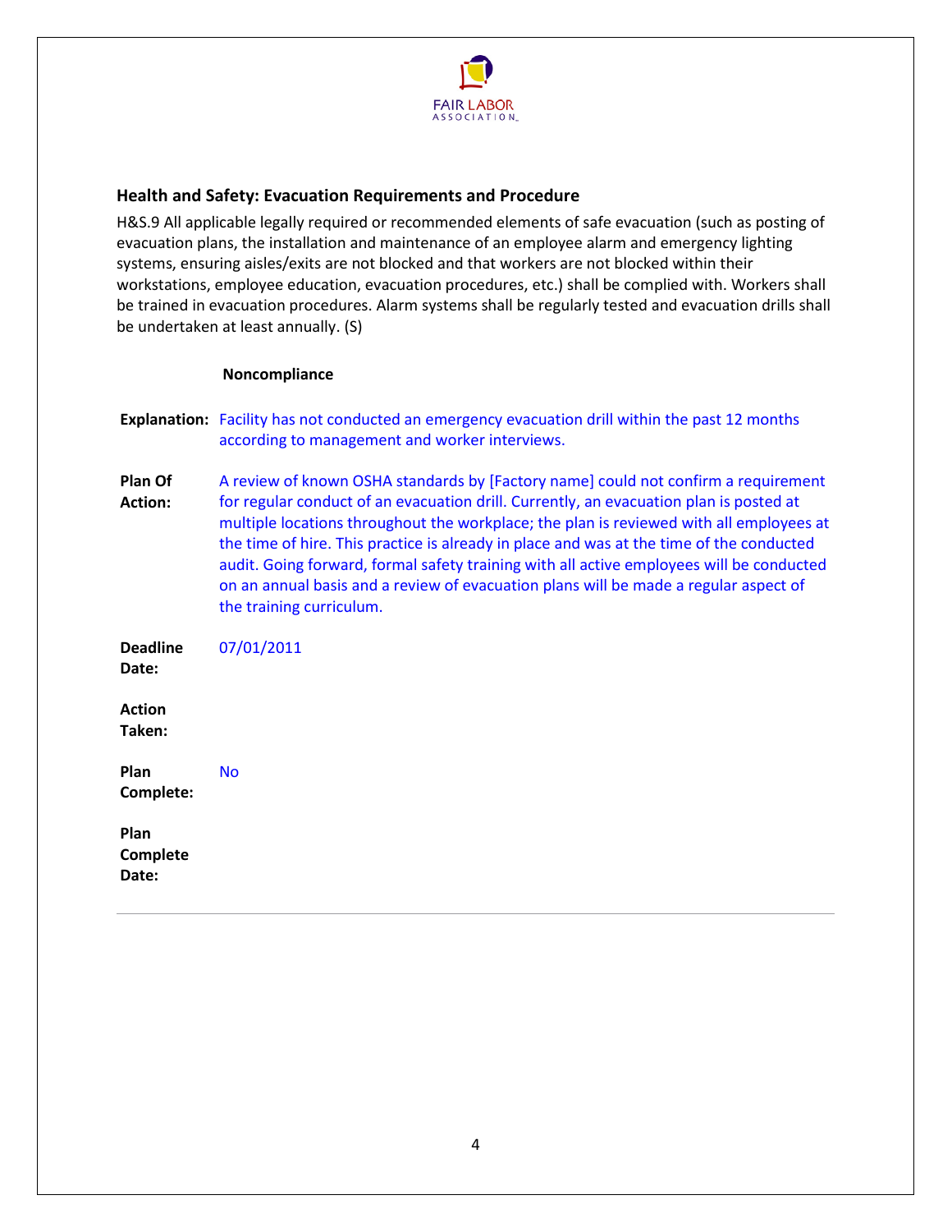## Health and Safety: Evacuation Requirements and Procedure

H&S.9 All applicable legally required or recommended elements of safe evacuation (such as posting of evacuation plans, the installation and maintenance of an employee alarm and emergency lighting systems, ensuring aisles/exits are not blocked and that workers are not blocked within their workstations, employee education, evacuation procedures, etc.) shall be complied with. Workers shall be trained in evacuation procedures. Alarm systems shall be regularly tested and evacuation drills shall be undertaken at least annually. (S)

**Noncompliance**

**Explanation:** Facility has not conducted an emergency evacuation drill within the past 12 months according to management and worker interviews.

**Plan Of Action:** A review of known OSHA standards by [Factory name] could not confirm a requirement for regular conduct of an evacuation drill. Currently, an evacuation plan is posted at multiple locations throughout the workplace; the plan is reviewed with all employees at the time of hire. This practice is already in place and was at the time of the conducted audit. Going forward, formal safety training with all active employees will be conducted on an annual basis and a review of evacuation plans will be made a regular aspect of the training curriculum.

**Deadline Date:** 07/01/2011

**Action Taken:**

**Plan Complete:** No

**Plan Complete Date:**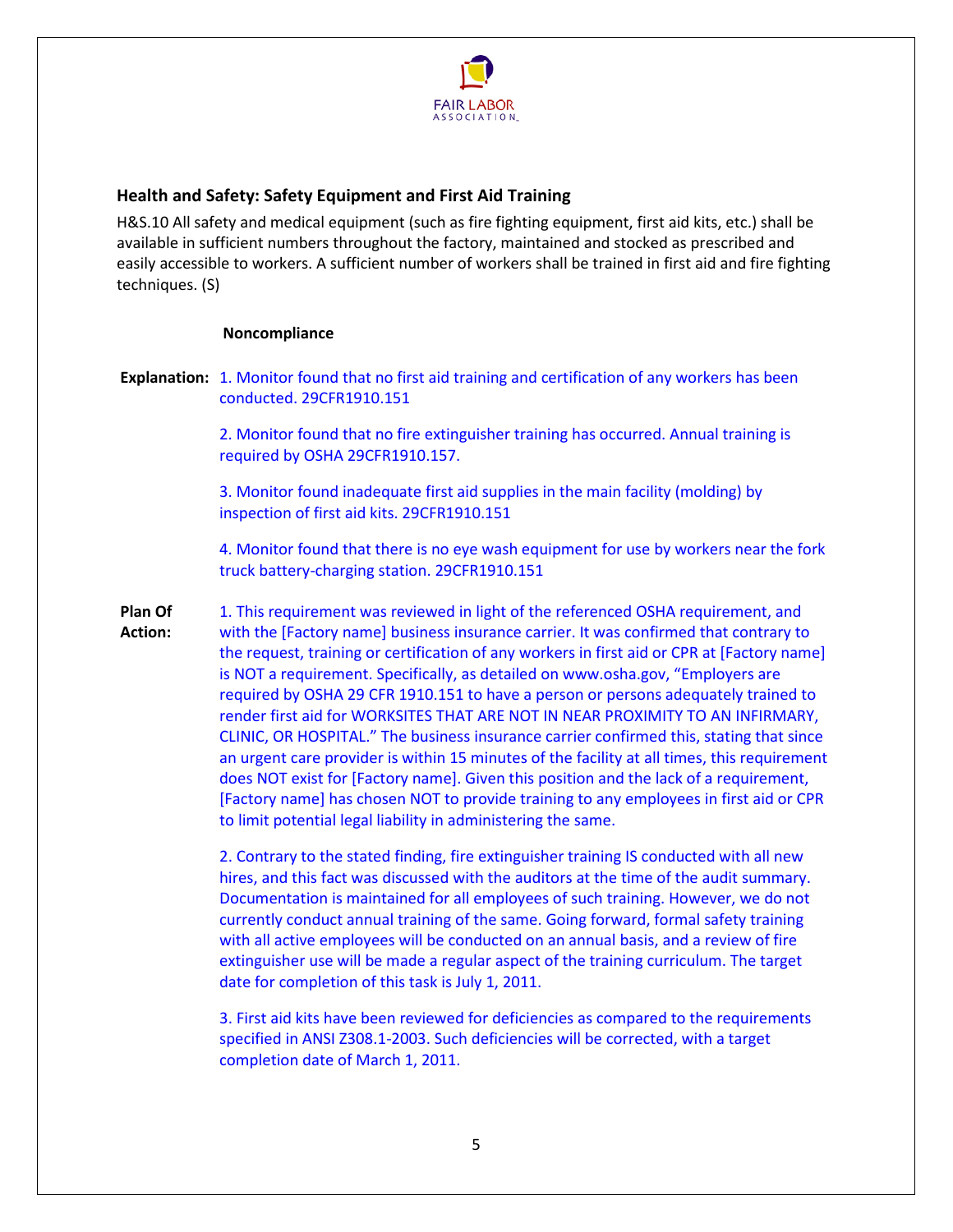## Health and Safety: Safety Equipment and First Aid Training

H&S.10 All safety and medical equipment (such as fire fighting equipment, first aid kits, etc.) shall be available in sufficient numbers throughout the factory, maintained and stocked as prescribed and easily accessible to workers. A sufficient number of workers shall be trained in first aid and fire fighting techniques. (S)

**Noncompliance**

**Explanation:**

1. Monitor found that no first aid training and certification of any workers has been conducted. 29CFR1910.151

2. Monitor found that no fire extinguisher training has occurred. Annual training is required by OSHA 29CFR1910.157.

3. Monitor found inadequate first aid supplies in the main facility (molding) by inspection of first aid kits. 29CFR1910.151

4. Monitor found that there is no eye wash equipment for use by workers near the fork truck battery-charging station. 29CFR1910.151

**Plan Of Action:**

1. This requirement was reviewed in light of the referenced OSHA requirement, and with the [Factory name] business insurance carrier. It was confirmed that contrary to the request, training or certification of any workers in first aid or CPR at [Factory name] is NOT a requirement. Specifically, as detailed on www.osha.gov, "Employers are required by OSHA 29 CFR 1910.151 to have a person or persons adequately trained to render first aid for WORKSITES THAT ARE NOT IN NEAR PROXIMITY TO AN INFIRMARY, CLINIC, OR HOSPITAL." The business insurance carrier confirmed this, stating that since an urgent care provider is within 15 minutes of the facility at all times, this requirement does NOT exist for [Factory name]. Given this position and the lack of a requirement, [Factory name] has chosen NOT to provide training to any employees in first aid or CPR to limit potential legal liability in administering the same.

2. Contrary to the stated finding, fire extinguisher training IS conducted with all new hires, and this fact was discussed with the auditors at the time of the audit summary. Documentation is maintained for all employees of such training. However, we do not currently conduct annual training of the same. Going forward, formal safety training with all active employees will be conducted on an annual basis, and a review of fire extinguisher use will be made a regular aspect of the training curriculum. The target date for completion of this task is July 1, 2011.

3. First aid kits have been reviewed for deficiencies as compared to the requirements specified in ANSI Z308.1-2003. Such deficiencies will be corrected, with a target completion date of March 1, 2011.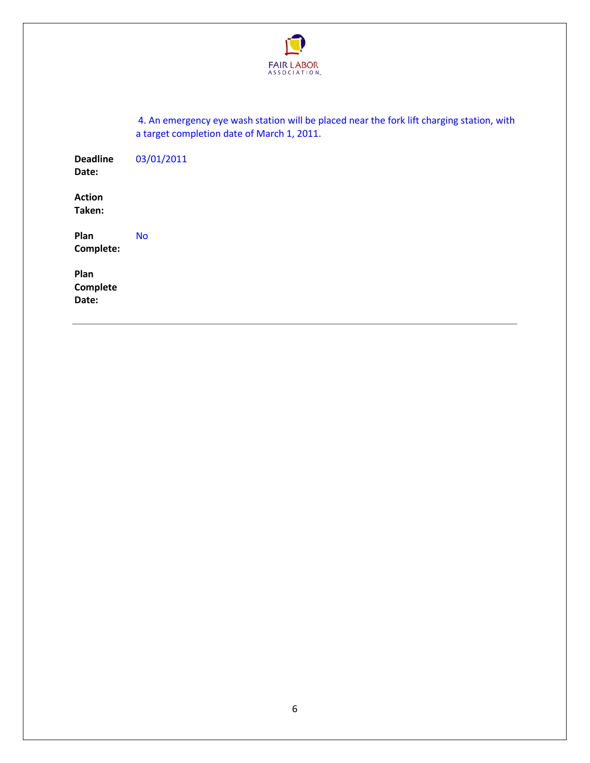4. An emergency eye wash station will be placed near the fork lift charging station, with a target completion date of March 1, 2011.

**Deadline Date:** 03/01/2011

**Action Taken:**

**Plan Complete:** No

**Plan Complete Date:**

---